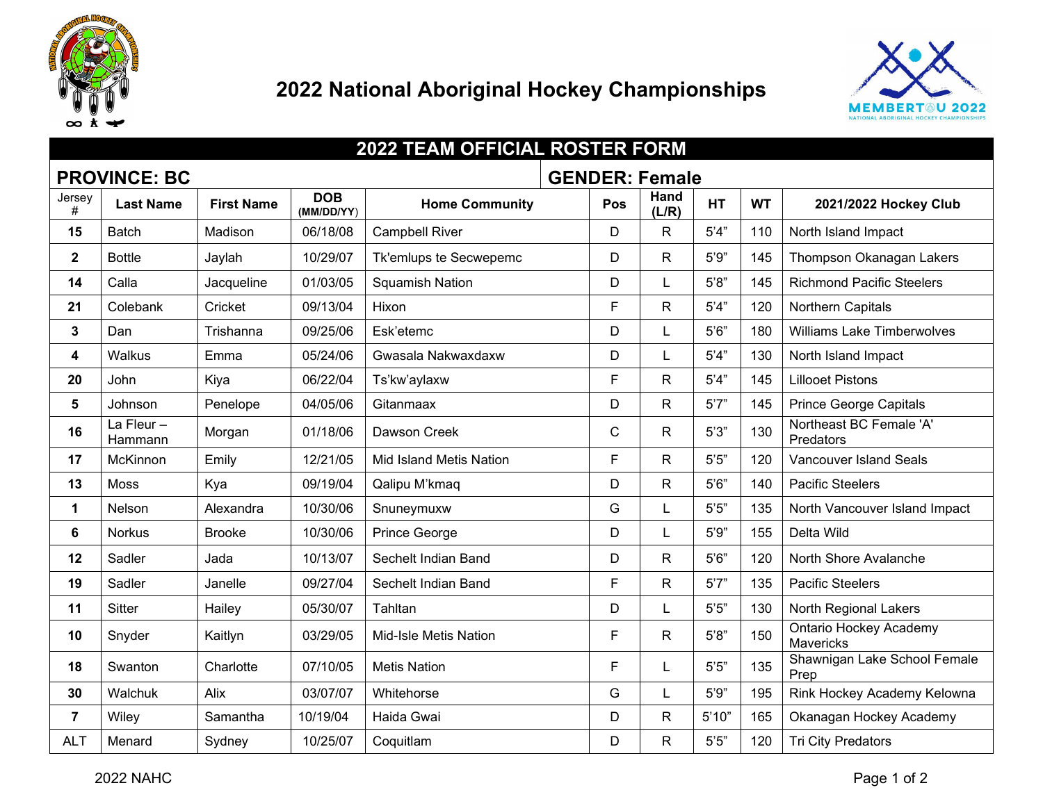# 2022 National Aboriginal Hockey Championships

## 2022 TEAM OFFICIAL ROSTER FORM

**PROVINCE: BC** | **GENDER: Female**

| Jersey # | Last Name | First Name | DOB (MM/DD/YY) | Home Community | Pos | Hand (L/R) | HT | WT | 2021/2022 Hockey Club |
|---|---|---|---|---|---|---|---|---|---|
| **15** | Batch | Madison | 06/18/08 | Campbell River | D | R | 5'4" | 110 | North Island Impact |
| **2** | Bottle | Jaylah | 10/29/07 | Tk'emlups te Secwepemc | D | R | 5'9" | 145 | Thompson Okanagan Lakers |
| **14** | Calla | Jacqueline | 01/03/05 | Squamish Nation | D | L | 5'8" | 145 | Richmond Pacific Steelers |
| **21** | Colebank | Cricket | 09/13/04 | Hixon | F | R | 5'4" | 120 | Northern Capitals |
| **3** | Dan | Trishanna | 09/25/06 | Esk'etemc | D | L | 5'6" | 180 | Williams Lake Timberwolves |
| **4** | Walkus | Emma | 05/24/06 | Gwasala Nakwaxdaxw | D | L | 5'4" | 130 | North Island Impact |
| **20** | John | Kiya | 06/22/04 | Ts'kw'aylaxw | F | R | 5'4" | 145 | Lillooet Pistons |
| **5** | Johnson | Penelope | 04/05/06 | Gitanmaax | D | R | 5'7" | 145 | Prince George Capitals |
| **16** | La Fleur – Hammann | Morgan | 01/18/06 | Dawson Creek | C | R | 5'3" | 130 | Northeast BC Female 'A' Predators |
| **17** | McKinnon | Emily | 12/21/05 | Mid Island Metis Nation | F | R | 5'5" | 120 | Vancouver Island Seals |
| **13** | Moss | Kya | 09/19/04 | Qalipu M'kmaq | D | R | 5'6" | 140 | Pacific Steelers |
| **1** | Nelson | Alexandra | 10/30/06 | Snuneymuxw | G | L | 5'5" | 135 | North Vancouver Island Impact |
| **6** | Norkus | Brooke | 10/30/06 | Prince George | D | L | 5'9" | 155 | Delta Wild |
| **12** | Sadler | Jada | 10/13/07 | Sechelt Indian Band | D | R | 5'6" | 120 | North Shore Avalanche |
| **19** | Sadler | Janelle | 09/27/04 | Sechelt Indian Band | F | R | 5'7" | 135 | Pacific Steelers |
| **11** | Sitter | Hailey | 05/30/07 | Tahltan | D | L | 5'5" | 130 | North Regional Lakers |
| **10** | Snyder | Kaitlyn | 03/29/05 | Mid-Isle Metis Nation | F | R | 5'8" | 150 | Ontario Hockey Academy Mavericks |
| **18** | Swanton | Charlotte | 07/10/05 | Metis Nation | F | L | 5'5" | 135 | Shawnigan Lake School Female Prep |
| **30** | Walchuk | Alix | 03/07/07 | Whitehorse | G | L | 5'9" | 195 | Rink Hockey Academy Kelowna |
| **7** | Wiley | Samantha | 10/19/04 | Haida Gwai | D | R | 5'10" | 165 | Okanagan Hockey Academy |
| ALT | Menard | Sydney | 10/25/07 | Coquitlam | D | R | 5'5" | 120 | Tri City Predators |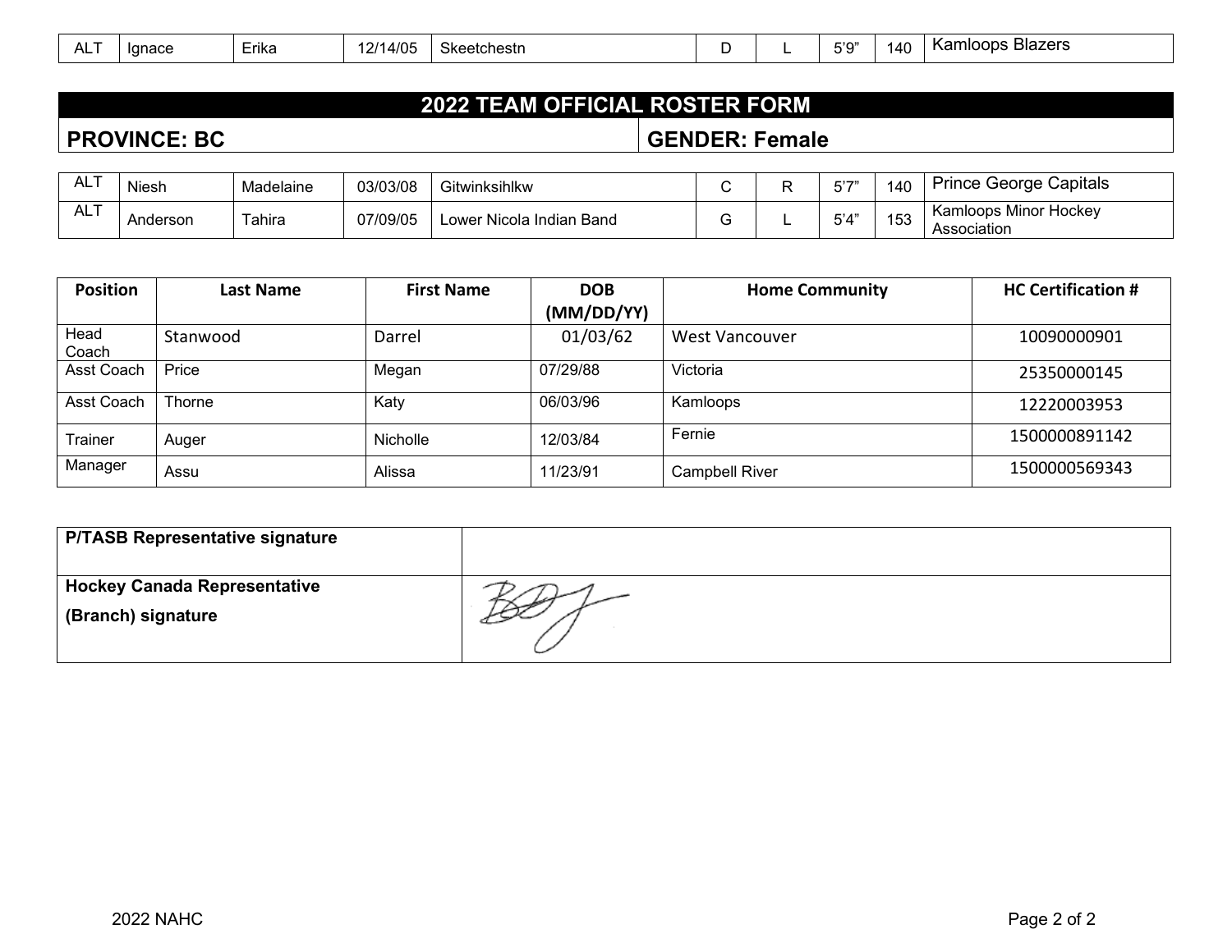| | | | | | | | | | |
|---|---|---|---|---|---|---|---|---|---|
| ALT | Ignace | Erika | 12/14/05 | Skeetchestn | D | L | 5'9" | 140 | Kamloops Blazers |

## 2022 TEAM OFFICIAL ROSTER FORM

**PROVINCE: BC** | **GENDER: Female**

| | | | | | | | | | |
|---|---|---|---|---|---|---|---|---|---|
| ALT | Niesh | Madelaine | 03/03/08 | Gitwinksihlkw | C | R | 5'7" | 140 | Prince George Capitals |
| ALT | Anderson | Tahira | 07/09/05 | Lower Nicola Indian Band | G | L | 5'4" | 153 | Kamloops Minor Hockey Association |

| Position | Last Name | First Name | DOB (MM/DD/YY) | Home Community | HC Certification # |
|---|---|---|---|---|---|
| Head Coach | Stanwood | Darrel | 01/03/62 | West Vancouver | 10090000901 |
| Asst Coach | Price | Megan | 07/29/88 | Victoria | 25350000145 |
| Asst Coach | Thorne | Katy | 06/03/96 | Kamloops | 12220003953 |
| Trainer | Auger | Nicholle | 12/03/84 | Fernie | 1500000891142 |
| Manager | Assu | Alissa | 11/23/91 | Campbell River | 1500000569343 |

| | |
|---|---|
| **P/TASB Representative signature** | |
| **Hockey Canada Representative (Branch) signature** | BDJ |

2022 NAHC